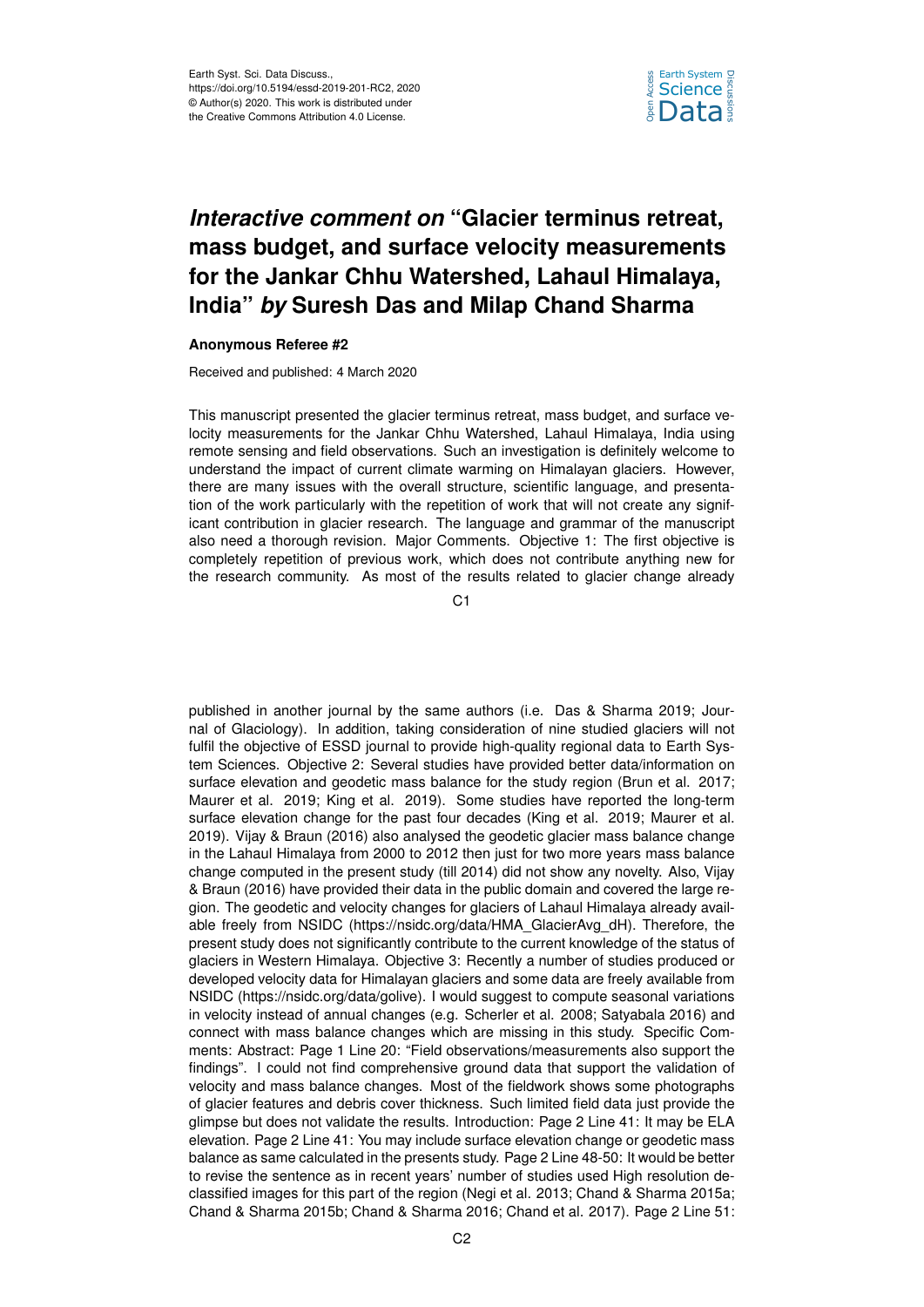Earth Syst. Sci. Data Discuss.,
https://doi.org/10.5194/essd-2019-201-RC2, 2020
© Author(s) 2020. This work is distributed under
the Creative Commons Attribution 4.0 License.

# *Interactive comment on* "Glacier terminus retreat, mass budget, and surface velocity measurements for the Jankar Chhu Watershed, Lahaul Himalaya, India" *by* Suresh Das and Milap Chand Sharma

**Anonymous Referee #2**

Received and published: 4 March 2020

This manuscript presented the glacier terminus retreat, mass budget, and surface velocity measurements for the Jankar Chhu Watershed, Lahaul Himalaya, India using remote sensing and field observations. Such an investigation is definitely welcome to understand the impact of current climate warming on Himalayan glaciers. However, there are many issues with the overall structure, scientific language, and presentation of the work particularly with the repetition of work that will not create any significant contribution in glacier research. The language and grammar of the manuscript also need a thorough revision. Major Comments. Objective 1: The first objective is completely repetition of previous work, which does not contribute anything new for the research community. As most of the results related to glacier change already published in another journal by the same authors (i.e. Das & Sharma 2019; Journal of Glaciology). In addition, taking consideration of nine studied glaciers will not fulfil the objective of ESSD journal to provide high-quality regional data to Earth System Sciences. Objective 2: Several studies have provided better data/information on surface elevation and geodetic mass balance for the study region (Brun et al. 2017; Maurer et al. 2019; King et al. 2019). Some studies have reported the long-term surface elevation change for the past four decades (King et al. 2019; Maurer et al. 2019). Vijay & Braun (2016) also analysed the geodetic glacier mass balance change in the Lahaul Himalaya from 2000 to 2012 then just for two more years mass balance change computed in the present study (till 2014) did not show any novelty. Also, Vijay & Braun (2016) have provided their data in the public domain and covered the large region. The geodetic and velocity changes for glaciers of Lahaul Himalaya already available freely from NSIDC (https://nsidc.org/data/HMA_GlacierAvg_dH). Therefore, the present study does not significantly contribute to the current knowledge of the status of glaciers in Western Himalaya. Objective 3: Recently a number of studies produced or developed velocity data for Himalayan glaciers and some data are freely available from NSIDC (https://nsidc.org/data/golive). I would suggest to compute seasonal variations in velocity instead of annual changes (e.g. Scherler et al. 2008; Satyabala 2016) and connect with mass balance changes which are missing in this study. Specific Comments: Abstract: Page 1 Line 20: "Field observations/measurements also support the findings". I could not find comprehensive ground data that support the validation of velocity and mass balance changes. Most of the fieldwork shows some photographs of glacier features and debris cover thickness. Such limited field data just provide the glimpse but does not validate the results. Introduction: Page 2 Line 41: It may be ELA elevation. Page 2 Line 41: You may include surface elevation change or geodetic mass balance as same calculated in the presents study. Page 2 Line 48-50: It would be better to revise the sentence as in recent years' number of studies used High resolution declassified images for this part of the region (Negi et al. 2013; Chand & Sharma 2015a; Chand & Sharma 2015b; Chand & Sharma 2016; Chand et al. 2017). Page 2 Line 51: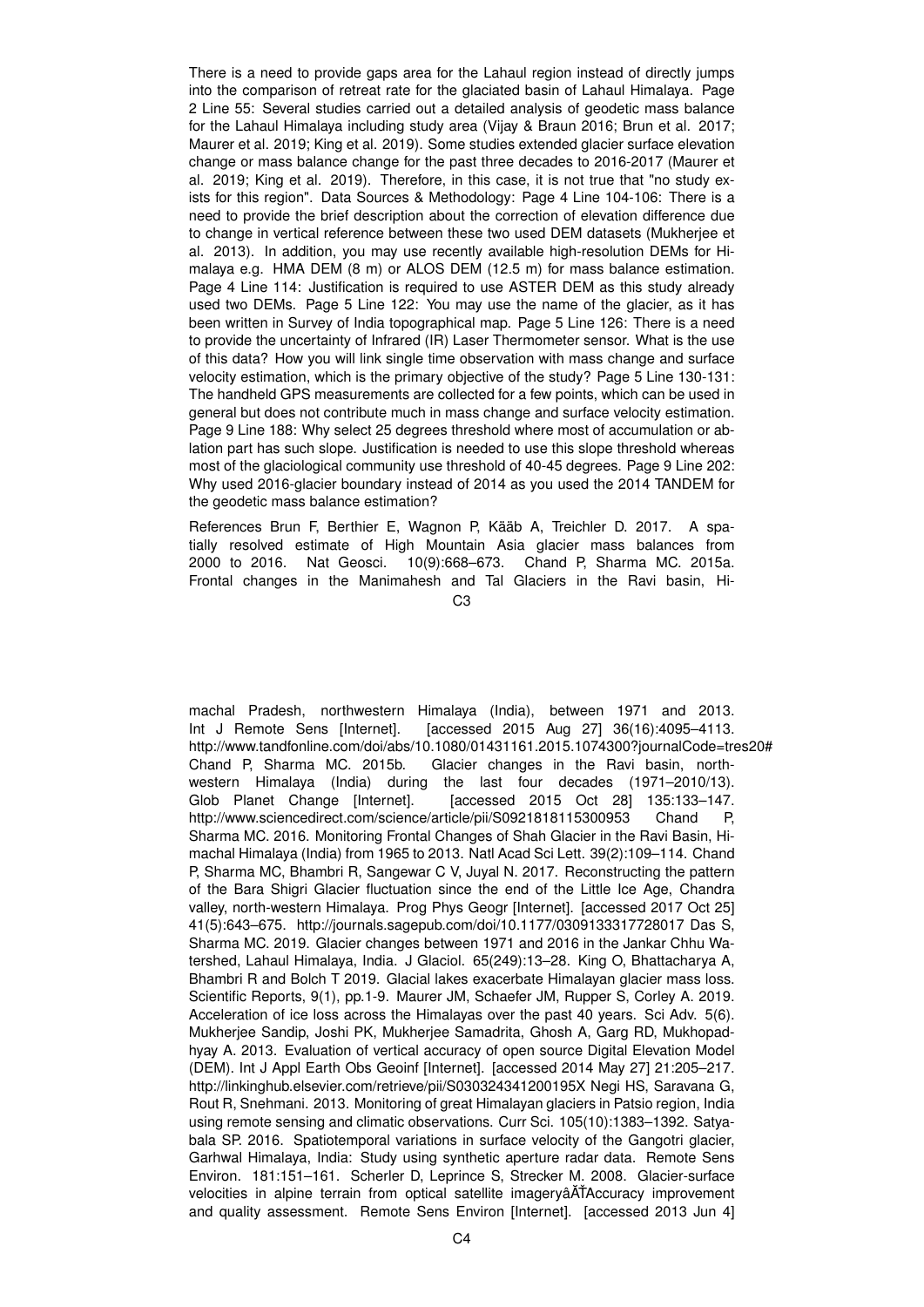There is a need to provide gaps area for the Lahaul region instead of directly jumps into the comparison of retreat rate for the glaciated basin of Lahaul Himalaya. Page 2 Line 55: Several studies carried out a detailed analysis of geodetic mass balance for the Lahaul Himalaya including study area (Vijay & Braun 2016; Brun et al. 2017; Maurer et al. 2019; King et al. 2019). Some studies extended glacier surface elevation change or mass balance change for the past three decades to 2016-2017 (Maurer et al. 2019; King et al. 2019). Therefore, in this case, it is not true that "no study exists for this region". Data Sources & Methodology: Page 4 Line 104-106: There is a need to provide the brief description about the correction of elevation difference due to change in vertical reference between these two used DEM datasets (Mukherjee et al. 2013). In addition, you may use recently available high-resolution DEMs for Himalaya e.g. HMA DEM (8 m) or ALOS DEM (12.5 m) for mass balance estimation. Page 4 Line 114: Justification is required to use ASTER DEM as this study already used two DEMs. Page 5 Line 122: You may use the name of the glacier, as it has been written in Survey of India topographical map. Page 5 Line 126: There is a need to provide the uncertainty of Infrared (IR) Laser Thermometer sensor. What is the use of this data? How you will link single time observation with mass change and surface velocity estimation, which is the primary objective of the study? Page 5 Line 130-131: The handheld GPS measurements are collected for a few points, which can be used in general but does not contribute much in mass change and surface velocity estimation. Page 9 Line 188: Why select 25 degrees threshold where most of accumulation or ablation part has such slope. Justification is needed to use this slope threshold whereas most of the glaciological community use threshold of 40-45 degrees. Page 9 Line 202: Why used 2016-glacier boundary instead of 2014 as you used the 2014 TANDEM for the geodetic mass balance estimation?

References Brun F, Berthier E, Wagnon P, Kääb A, Treichler D. 2017. A spatially resolved estimate of High Mountain Asia glacier mass balances from 2000 to 2016. Nat Geosci. 10(9):668–673. Chand P, Sharma MC. 2015a. Frontal changes in the Manimahesh and Tal Glaciers in the Ravi basin, Himachal Pradesh, northwestern Himalaya (India), between 1971 and 2013. Int J Remote Sens [Internet]. [accessed 2015 Aug 27] 36(16):4095–4113. http://www.tandfonline.com/doi/abs/10.1080/01431161.2015.1074300?journalCode=tres20# Chand P, Sharma MC. 2015b. Glacier changes in the Ravi basin, northwestern Himalaya (India) during the last four decades (1971–2010/13). Glob Planet Change [Internet]. [accessed 2015 Oct 28] 135:133–147. http://www.sciencedirect.com/science/article/pii/S0921818115300953 Chand P, Sharma MC. 2016. Monitoring Frontal Changes of Shah Glacier in the Ravi Basin, Himachal Himalaya (India) from 1965 to 2013. Natl Acad Sci Lett. 39(2):109–114. Chand P, Sharma MC, Bhambri R, Sangewar C V, Juyal N. 2017. Reconstructing the pattern of the Bara Shigri Glacier fluctuation since the end of the Little Ice Age, Chandra valley, north-western Himalaya. Prog Phys Geogr [Internet]. [accessed 2017 Oct 25] 41(5):643–675. http://journals.sagepub.com/doi/10.1177/0309133317728017 Das S, Sharma MC. 2019. Glacier changes between 1971 and 2016 in the Jankar Chhu Watershed, Lahaul Himalaya, India. J Glaciol. 65(249):13–28. King O, Bhattacharya A, Bhambri R and Bolch T 2019. Glacial lakes exacerbate Himalayan glacier mass loss. Scientific Reports, 9(1), pp.1-9. Maurer JM, Schaefer JM, Rupper S, Corley A. 2019. Acceleration of ice loss across the Himalayas over the past 40 years. Sci Adv. 5(6). Mukherjee Sandip, Joshi PK, Mukherjee Samadrita, Ghosh A, Garg RD, Mukhopadhyay A. 2013. Evaluation of vertical accuracy of open source Digital Elevation Model (DEM). Int J Appl Earth Obs Geoinf [Internet]. [accessed 2014 May 27] 21:205–217. http://linkinghub.elsevier.com/retrieve/pii/S030324341200195X Negi HS, Saravana G, Rout R, Snehmani. 2013. Monitoring of great Himalayan glaciers in Patsio region, India using remote sensing and climatic observations. Curr Sci. 105(10):1383–1392. Satyabala SP. 2016. Spatiotemporal variations in surface velocity of the Gangotri glacier, Garhwal Himalaya, India: Study using synthetic aperture radar data. Remote Sens Environ. 181:151–161. Scherler D, Leprince S, Strecker M. 2008. Glacier-surface velocities in alpine terrain from optical satellite imageryâĂŤAccuracy improvement and quality assessment. Remote Sens Environ [Internet]. [accessed 2013 Jun 4]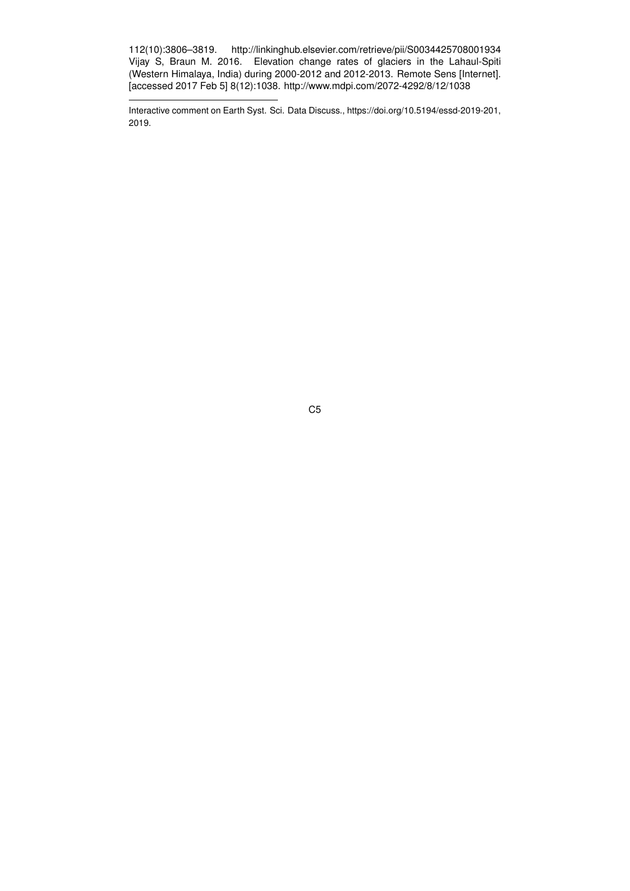112(10):3806–3819. http://linkinghub.elsevier.com/retrieve/pii/S0034425708001934
Vijay S, Braun M. 2016. Elevation change rates of glaciers in the Lahaul-Spiti (Western Himalaya, India) during 2000-2012 and 2012-2013. Remote Sens [Internet]. [accessed 2017 Feb 5] 8(12):1038. http://www.mdpi.com/2072-4292/8/12/1038

---

Interactive comment on Earth Syst. Sci. Data Discuss., https://doi.org/10.5194/essd-2019-201, 2019.